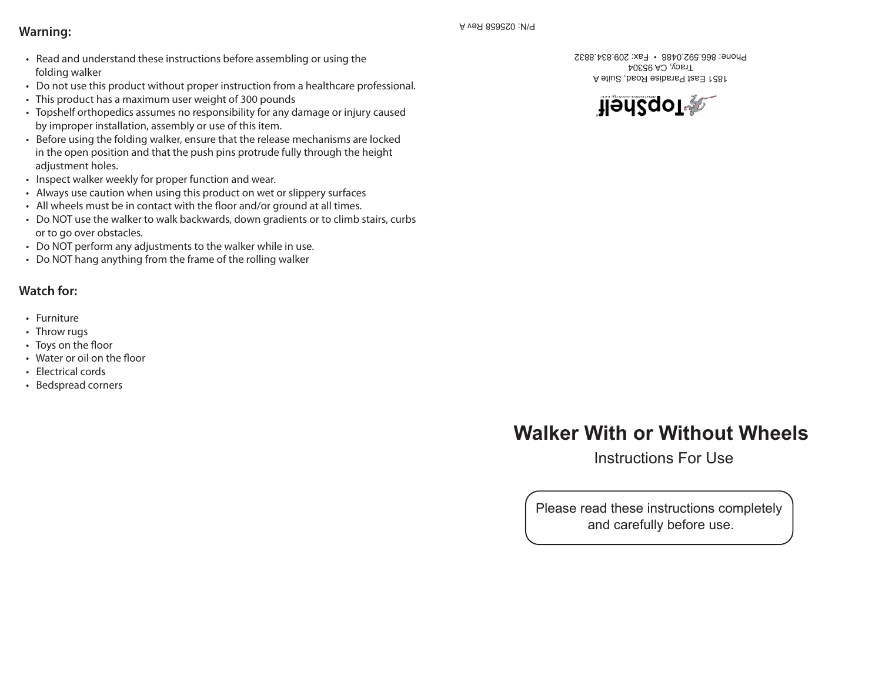## Warning:

- Read and understand these instructions before assembling or using the folding walker
- Do not use this product without proper instruction from a healthcare professional.
- This product has a maximum user weight of 300 pounds
- Topshelf orthopedics assumes no responsibility for any damage or injury caused by improper installation, assembly or use of this item.
- Before using the folding walker, ensure that the release mechanisms are locked in the open position and that the push pins protrude fully through the height adjustment holes.
- Inspect walker weekly for proper function and wear.
- Always use caution when using this product on wet or slippery surfaces
- All wheels must be in contact with the floor and/or ground at all times.
- Do NOT use the walker to walk backwards, down gradients or to climb stairs, curbs or to go over obstacles.
- Do NOT perform any adjustments to the walker while in use.
- Do NOT hang anything from the frame of the rolling walker

## Watch for:

- Furniture
- Throw rugs
- Toys on the floor
- Water or oil on the floor
- Electrical cords
- Bedspread corners

P/N: 025658 Rev A

TopShelf Manufacturing, LLC

1851 East Paradise Road, Suite A
Tracy, CA 95304
Phone: 866.592.0488 • Fax: 209.834.8832

# Walker With or Without Wheels

Instructions For Use

Please read these instructions completely and carefully before use.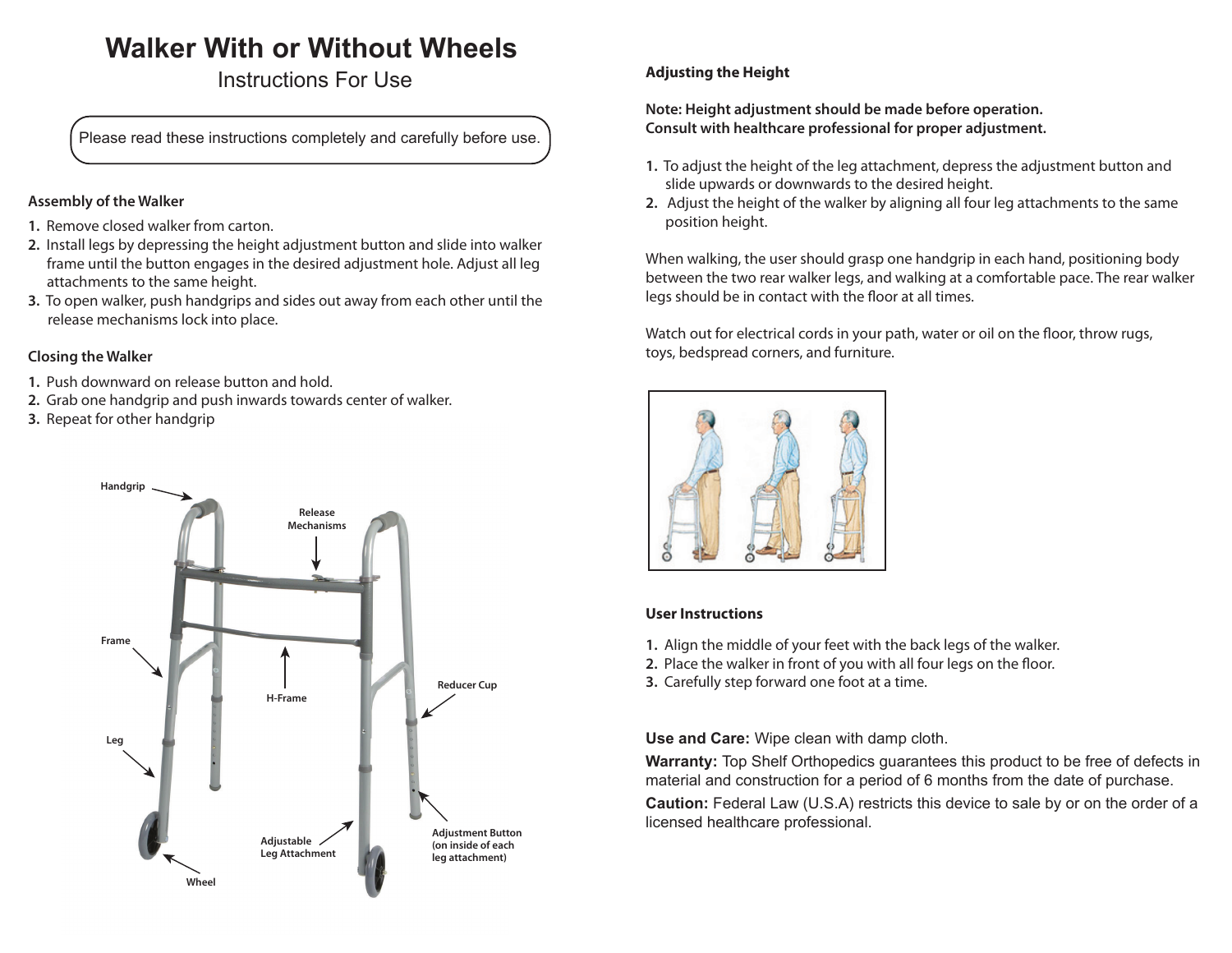# Walker With or Without Wheels

Instructions For Use

Please read these instructions completely and carefully before use.

### Assembly of the Walker

1. Remove closed walker from carton.
2. Install legs by depressing the height adjustment button and slide into walker frame until the button engages in the desired adjustment hole. Adjust all leg attachments to the same height.
3. To open walker, push handgrips and sides out away from each other until the release mechanisms lock into place.

### Closing the Walker

1. Push downward on release button and hold.
2. Grab one handgrip and push inwards towards center of walker.
3. Repeat for other handgrip

Handgrip

Release Mechanisms

Frame

H-Frame

Reducer Cup

Leg

Adjustable Leg Attachment

Adjustment Button (on inside of each leg attachment)

Wheel

### Adjusting the Height

**Note: Height adjustment should be made before operation.**
**Consult with healthcare professional for proper adjustment.**

1. To adjust the height of the leg attachment, depress the adjustment button and slide upwards or downwards to the desired height.
2. Adjust the height of the walker by aligning all four leg attachments to the same position height.

When walking, the user should grasp one handgrip in each hand, positioning body between the two rear walker legs, and walking at a comfortable pace. The rear walker legs should be in contact with the floor at all times.

Watch out for electrical cords in your path, water or oil on the floor, throw rugs, toys, bedspread corners, and furniture.

### User Instructions

1. Align the middle of your feet with the back legs of the walker.
2. Place the walker in front of you with all four legs on the floor.
3. Carefully step forward one foot at a time.

**Use and Care:** Wipe clean with damp cloth.

**Warranty:** Top Shelf Orthopedics guarantees this product to be free of defects in material and construction for a period of 6 months from the date of purchase.

**Caution:** Federal Law (U.S.A) restricts this device to sale by or on the order of a licensed healthcare professional.